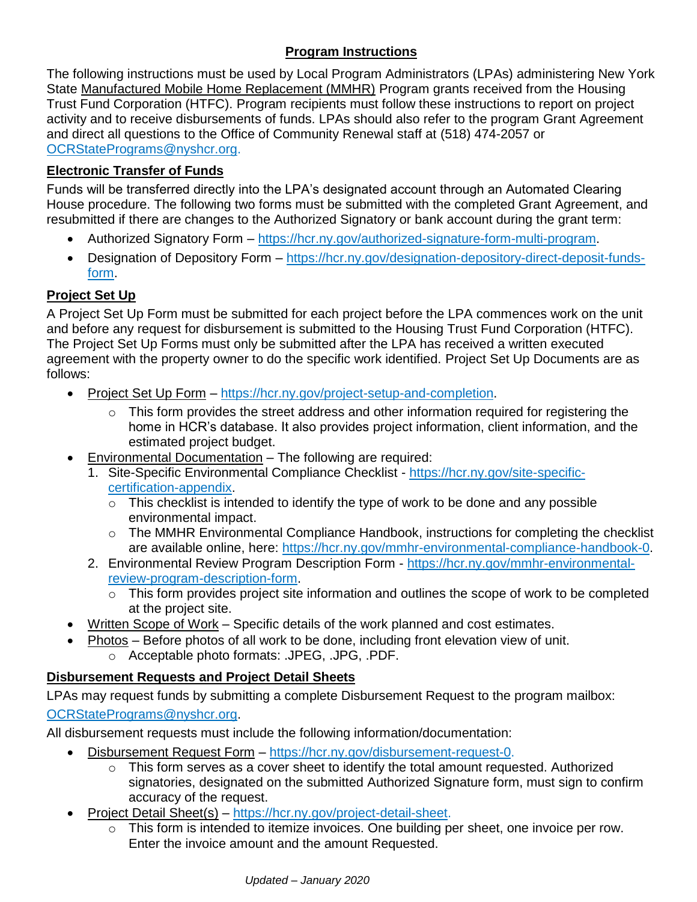## Program Instructions

The following instructions must be used by Local Program Administrators (LPAs) administering New York State Manufactured Mobile Home Replacement (MMHR) Program grants received from the Housing Trust Fund Corporation (HTFC). Program recipients must follow these instructions to report on project activity and to receive disbursements of funds. LPAs should also refer to the program Grant Agreement and direct all questions to the Office of Community Renewal staff at (518) 474-2057 or OCRStatePrograms@nyshcr.org.

### Electronic Transfer of Funds

Funds will be transferred directly into the LPA's designated account through an Automated Clearing House procedure. The following two forms must be submitted with the completed Grant Agreement, and resubmitted if there are changes to the Authorized Signatory or bank account during the grant term:

- Authorized Signatory Form – https://hcr.ny.gov/authorized-signature-form-multi-program.
- Designation of Depository Form – https://hcr.ny.gov/designation-depository-direct-deposit-funds-form.

### Project Set Up

A Project Set Up Form must be submitted for each project before the LPA commences work on the unit and before any request for disbursement is submitted to the Housing Trust Fund Corporation (HTFC). The Project Set Up Forms must only be submitted after the LPA has received a written executed agreement with the property owner to do the specific work identified. Project Set Up Documents are as follows:

- Project Set Up Form – https://hcr.ny.gov/project-setup-and-completion.
    - This form provides the street address and other information required for registering the home in HCR's database. It also provides project information, client information, and the estimated project budget.
- Environmental Documentation – The following are required:
    1. Site-Specific Environmental Compliance Checklist - https://hcr.ny.gov/site-specific-certification-appendix.
        - This checklist is intended to identify the type of work to be done and any possible environmental impact.
        - The MMHR Environmental Compliance Handbook, instructions for completing the checklist are available online, here: https://hcr.ny.gov/mmhr-environmental-compliance-handbook-0.
    2. Environmental Review Program Description Form - https://hcr.ny.gov/mmhr-environmental-review-program-description-form.
        - This form provides project site information and outlines the scope of work to be completed at the project site.
- Written Scope of Work – Specific details of the work planned and cost estimates.
- Photos – Before photos of all work to be done, including front elevation view of unit.
    - Acceptable photo formats: .JPEG, .JPG, .PDF.

### Disbursement Requests and Project Detail Sheets

LPAs may request funds by submitting a complete Disbursement Request to the program mailbox: OCRStatePrograms@nyshcr.org.

All disbursement requests must include the following information/documentation:

- Disbursement Request Form – https://hcr.ny.gov/disbursement-request-0.
    - This form serves as a cover sheet to identify the total amount requested. Authorized signatories, designated on the submitted Authorized Signature form, must sign to confirm accuracy of the request.
- Project Detail Sheet(s) – https://hcr.ny.gov/project-detail-sheet.
    - This form is intended to itemize invoices. One building per sheet, one invoice per row. Enter the invoice amount and the amount Requested.

*Updated – January 2020*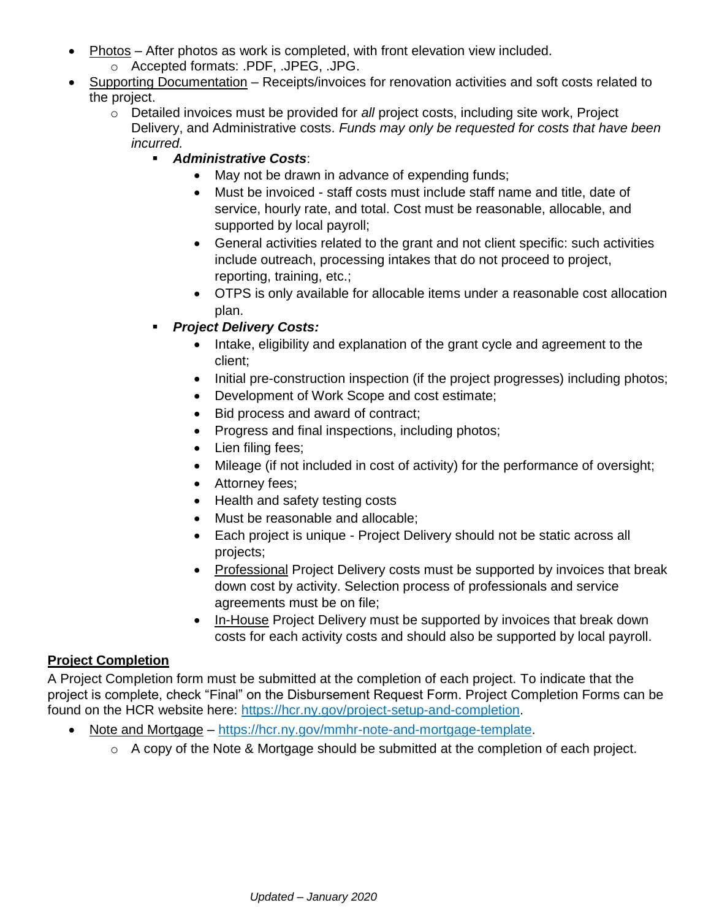- Photos – After photos as work is completed, with front elevation view included.
    - Accepted formats: .PDF, .JPEG, .JPG.
- Supporting Documentation – Receipts/invoices for renovation activities and soft costs related to the project.
    - Detailed invoices must be provided for *all* project costs, including site work, Project Delivery, and Administrative costs. *Funds may only be requested for costs that have been incurred.*
        - ***Administrative Costs***:
            - May not be drawn in advance of expending funds;
            - Must be invoiced - staff costs must include staff name and title, date of service, hourly rate, and total. Cost must be reasonable, allocable, and supported by local payroll;
            - General activities related to the grant and not client specific: such activities include outreach, processing intakes that do not proceed to project, reporting, training, etc.;
            - OTPS is only available for allocable items under a reasonable cost allocation plan.
        - ***Project Delivery Costs:***
            - Intake, eligibility and explanation of the grant cycle and agreement to the client;
            - Initial pre-construction inspection (if the project progresses) including photos;
            - Development of Work Scope and cost estimate;
            - Bid process and award of contract;
            - Progress and final inspections, including photos;
            - Lien filing fees;
            - Mileage (if not included in cost of activity) for the performance of oversight;
            - Attorney fees;
            - Health and safety testing costs
            - Must be reasonable and allocable;
            - Each project is unique - Project Delivery should not be static across all projects;
            - Professional Project Delivery costs must be supported by invoices that break down cost by activity. Selection process of professionals and service agreements must be on file;
            - In-House Project Delivery must be supported by invoices that break down costs for each activity costs and should also be supported by local payroll.

**Project Completion**

A Project Completion form must be submitted at the completion of each project. To indicate that the project is complete, check "Final" on the Disbursement Request Form. Project Completion Forms can be found on the HCR website here: https://hcr.ny.gov/project-setup-and-completion.

- Note and Mortgage – https://hcr.ny.gov/mmhr-note-and-mortgage-template.
    - A copy of the Note & Mortgage should be submitted at the completion of each project.

*Updated – January 2020*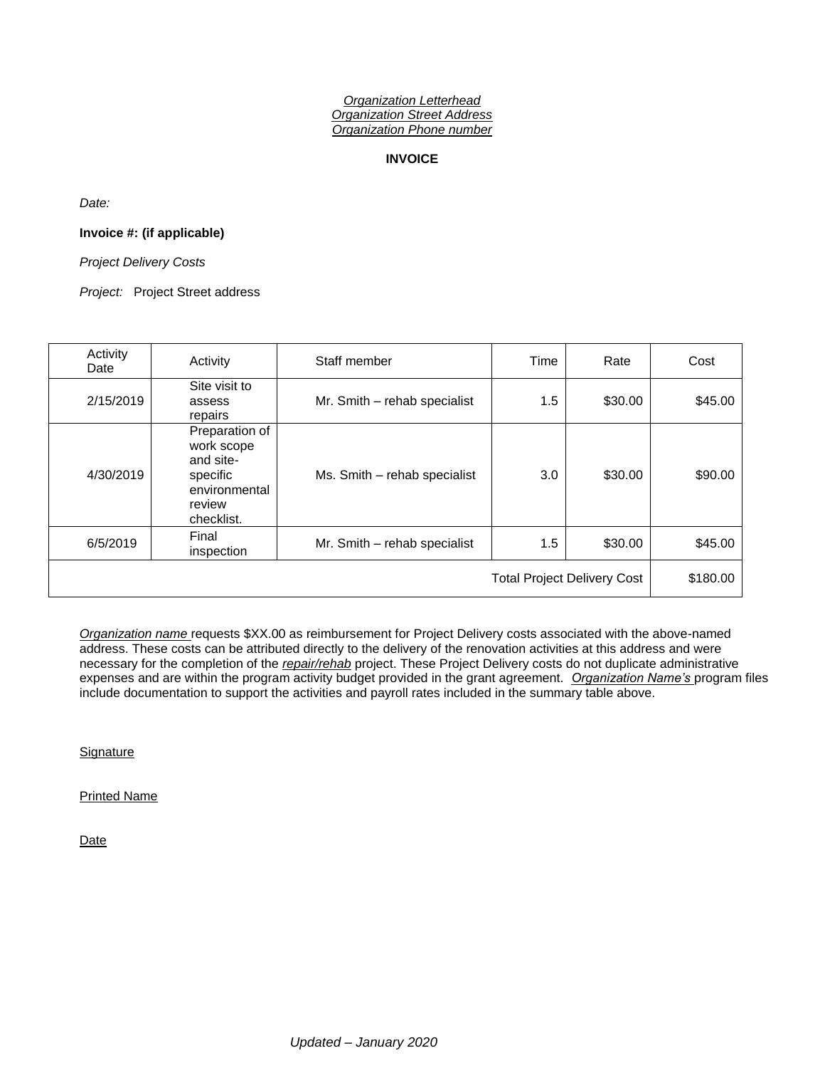*<u>Organization Letterhead</u>*
*<u>Organization Street Address</u>*
*<u>Organization Phone number</u>*

**INVOICE**

*Date:*

**Invoice #: (if applicable)**

*Project Delivery Costs*

*Project:* Project Street address

| Activity Date | Activity | Staff member | Time | Rate | Cost |
|---|---|---|---|---|---|
| 2/15/2019 | Site visit to assess repairs | Mr. Smith – rehab specialist | 1.5 | $30.00 | $45.00 |
| 4/30/2019 | Preparation of work scope and site-specific environmental review checklist. | Ms. Smith – rehab specialist | 3.0 | $30.00 | $90.00 |
| 6/5/2019 | Final inspection | Mr. Smith – rehab specialist | 1.5 | $30.00 | $45.00 |
| | | | | Total Project Delivery Cost | $180.00 |

*<u>Organization name</u>* requests $XX.00 as reimbursement for Project Delivery costs associated with the above-named address. These costs can be attributed directly to the delivery of the renovation activities at this address and were necessary for the completion of the *<u>repair/rehab</u>* project. These Project Delivery costs do not duplicate administrative expenses and are within the program activity budget provided in the grant agreement. *<u>Organization Name's</u>* program files include documentation to support the activities and payroll rates included in the summary table above.

<u>Signature</u>

<u>Printed Name</u>

<u>Date</u>

*Updated – January 2020*